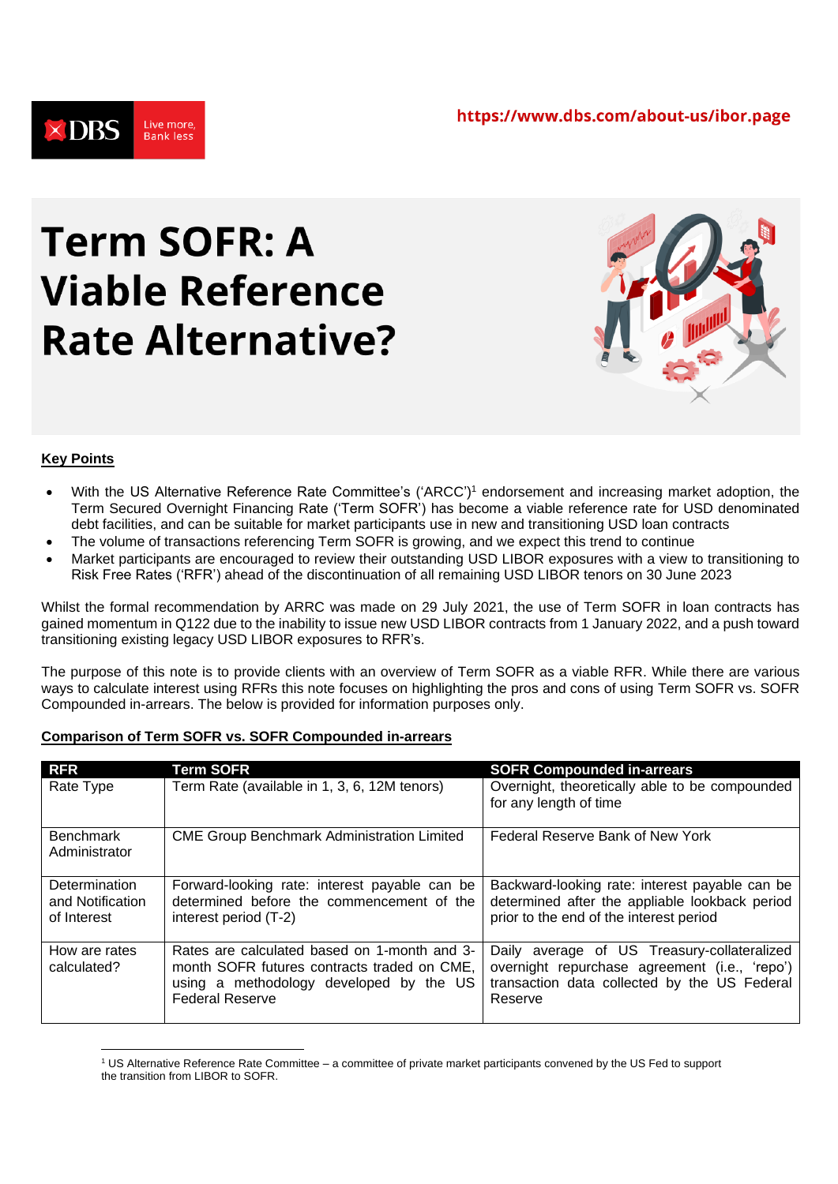https://www.dbs.com/about-us/ibor.page

# Term SOFR: A Viable Reference Rate Alternative?

**Key Points**

- With the US Alternative Reference Rate Committee's ('ARCC')[1] endorsement and increasing market adoption, the Term Secured Overnight Financing Rate ('Term SOFR') has become a viable reference rate for USD denominated debt facilities, and can be suitable for market participants use in new and transitioning USD loan contracts
- The volume of transactions referencing Term SOFR is growing, and we expect this trend to continue
- Market participants are encouraged to review their outstanding USD LIBOR exposures with a view to transitioning to Risk Free Rates ('RFR') ahead of the discontinuation of all remaining USD LIBOR tenors on 30 June 2023

Whilst the formal recommendation by ARRC was made on 29 July 2021, the use of Term SOFR in loan contracts has gained momentum in Q122 due to the inability to issue new USD LIBOR contracts from 1 January 2022, and a push toward transitioning existing legacy USD LIBOR exposures to RFR's.

The purpose of this note is to provide clients with an overview of Term SOFR as a viable RFR. While there are various ways to calculate interest using RFRs this note focuses on highlighting the pros and cons of using Term SOFR vs. SOFR Compounded in-arrears. The below is provided for information purposes only.

**Comparison of Term SOFR vs. SOFR Compounded in-arrears**

| RFR | Term SOFR | SOFR Compounded in-arrears |
|---|---|---|
| Rate Type | Term Rate (available in 1, 3, 6, 12M tenors) | Overnight, theoretically able to be compounded for any length of time |
| Benchmark Administrator | CME Group Benchmark Administration Limited | Federal Reserve Bank of New York |
| Determination and Notification of Interest | Forward-looking rate: interest payable can be determined before the commencement of the interest period (T-2) | Backward-looking rate: interest payable can be determined after the appliable lookback period prior to the end of the interest period |
| How are rates calculated? | Rates are calculated based on 1-month and 3-month SOFR futures contracts traded on CME, using a methodology developed by the US Federal Reserve | Daily average of US Treasury-collateralized overnight repurchase agreement (i.e., 'repo') transaction data collected by the US Federal Reserve |

[1] US Alternative Reference Rate Committee – a committee of private market participants convened by the US Fed to support the transition from LIBOR to SOFR.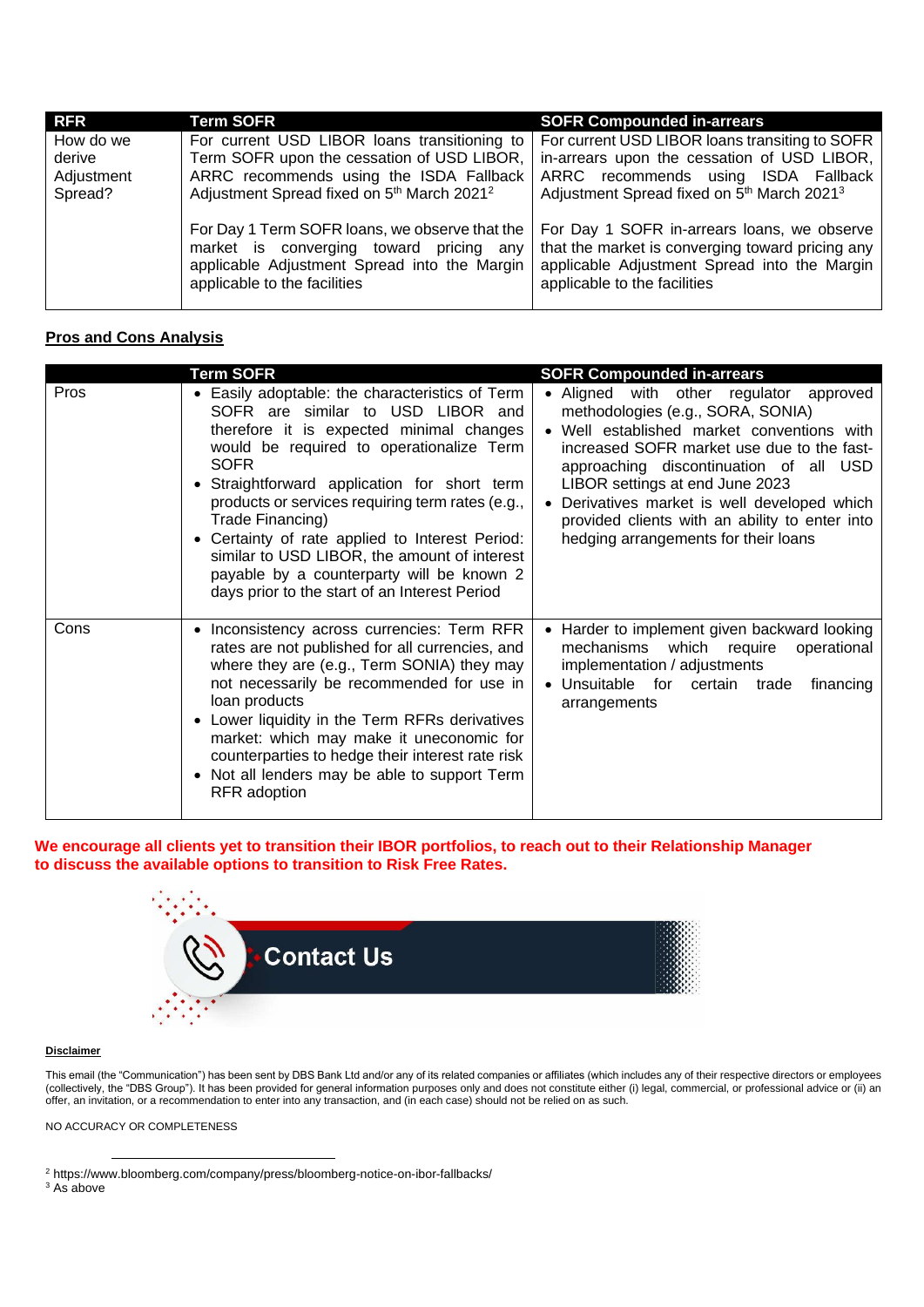| RFR | Term SOFR | SOFR Compounded in-arrears |
|---|---|---|
| How do we derive Adjustment Spread? | For current USD LIBOR loans transitioning to Term SOFR upon the cessation of USD LIBOR, ARRC recommends using the ISDA Fallback Adjustment Spread fixed on 5th March 2021[2]<br><br>For Day 1 Term SOFR loans, we observe that the market is converging toward pricing any applicable Adjustment Spread into the Margin applicable to the facilities | For current USD LIBOR loans transiting to SOFR in-arrears upon the cessation of USD LIBOR, ARRC recommends using ISDA Fallback Adjustment Spread fixed on 5th March 2021[3]<br><br>For Day 1 SOFR in-arrears loans, we observe that the market is converging toward pricing any applicable Adjustment Spread into the Margin applicable to the facilities |

**Pros and Cons Analysis**

| | Term SOFR | SOFR Compounded in-arrears |
|---|---|---|
| Pros | • Easily adoptable: the characteristics of Term SOFR are similar to USD LIBOR and therefore it is expected minimal changes would be required to operationalize Term SOFR<br>• Straightforward application for short term products or services requiring term rates (e.g., Trade Financing)<br>• Certainty of rate applied to Interest Period: similar to USD LIBOR, the amount of interest payable by a counterparty will be known 2 days prior to the start of an Interest Period | • Aligned with other regulator approved methodologies (e.g., SORA, SONIA)<br>• Well established market conventions with increased SOFR market use due to the fast-approaching discontinuation of all USD LIBOR settings at end June 2023<br>• Derivatives market is well developed which provided clients with an ability to enter into hedging arrangements for their loans |
| Cons | • Inconsistency across currencies: Term RFR rates are not published for all currencies, and where they are (e.g., Term SONIA) they may not necessarily be recommended for use in loan products<br>• Lower liquidity in the Term RFRs derivatives market: which may make it uneconomic for counterparties to hedge their interest rate risk<br>• Not all lenders may be able to support Term RFR adoption | • Harder to implement given backward looking mechanisms which require operational implementation / adjustments<br>• Unsuitable for certain trade financing arrangements |

**We encourage all clients yet to transition their IBOR portfolios, to reach out to their Relationship Manager to discuss the available options to transition to Risk Free Rates.**

Contact Us

**Disclaimer**

This email (the "Communication") has been sent by DBS Bank Ltd and/or any of its related companies or affiliates (which includes any of their respective directors or employees (collectively, the "DBS Group"). It has been provided for general information purposes only and does not constitute either (i) legal, commercial, or professional advice or (ii) an offer, an invitation, or a recommendation to enter into any transaction, and (in each case) should not be relied on as such.

NO ACCURACY OR COMPLETENESS

---

[2] https://www.bloomberg.com/company/press/bloomberg-notice-on-ibor-fallbacks/
[3] As above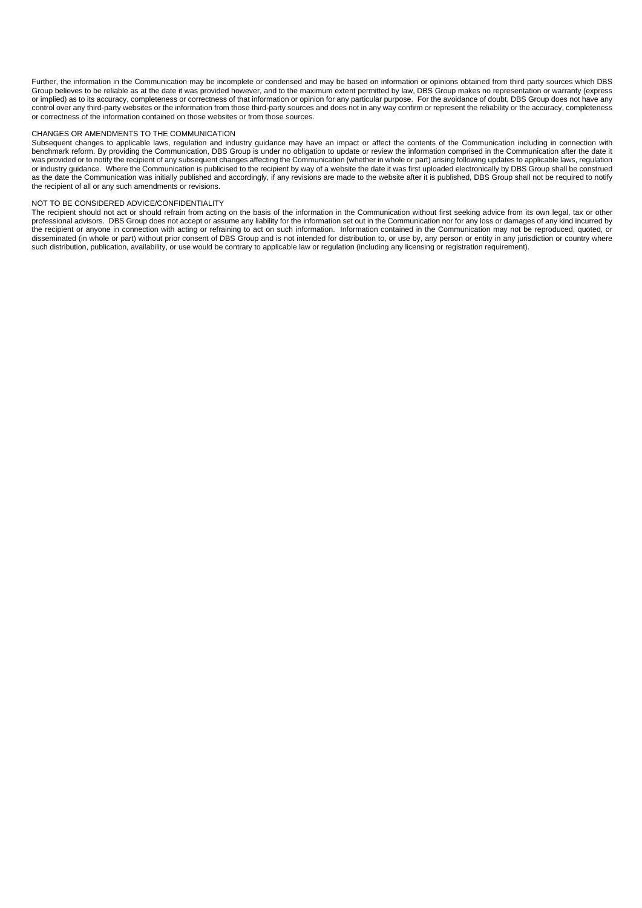Further, the information in the Communication may be incomplete or condensed and may be based on information or opinions obtained from third party sources which DBS Group believes to be reliable as at the date it was provided however, and to the maximum extent permitted by law, DBS Group makes no representation or warranty (express or implied) as to its accuracy, completeness or correctness of that information or opinion for any particular purpose. For the avoidance of doubt, DBS Group does not have any control over any third-party websites or the information from those third-party sources and does not in any way confirm or represent the reliability or the accuracy, completeness or correctness of the information contained on those websites or from those sources.

CHANGES OR AMENDMENTS TO THE COMMUNICATION

Subsequent changes to applicable laws, regulation and industry guidance may have an impact or affect the contents of the Communication including in connection with benchmark reform. By providing the Communication, DBS Group is under no obligation to update or review the information comprised in the Communication after the date it was provided or to notify the recipient of any subsequent changes affecting the Communication (whether in whole or part) arising following updates to applicable laws, regulation or industry guidance. Where the Communication is publicised to the recipient by way of a website the date it was first uploaded electronically by DBS Group shall be construed as the date the Communication was initially published and accordingly, if any revisions are made to the website after it is published, DBS Group shall not be required to notify the recipient of all or any such amendments or revisions.

NOT TO BE CONSIDERED ADVICE/CONFIDENTIALITY

The recipient should not act or should refrain from acting on the basis of the information in the Communication without first seeking advice from its own legal, tax or other professional advisors. DBS Group does not accept or assume any liability for the information set out in the Communication nor for any loss or damages of any kind incurred by the recipient or anyone in connection with acting or refraining to act on such information. Information contained in the Communication may not be reproduced, quoted, or disseminated (in whole or part) without prior consent of DBS Group and is not intended for distribution to, or use by, any person or entity in any jurisdiction or country where such distribution, publication, availability, or use would be contrary to applicable law or regulation (including any licensing or registration requirement).